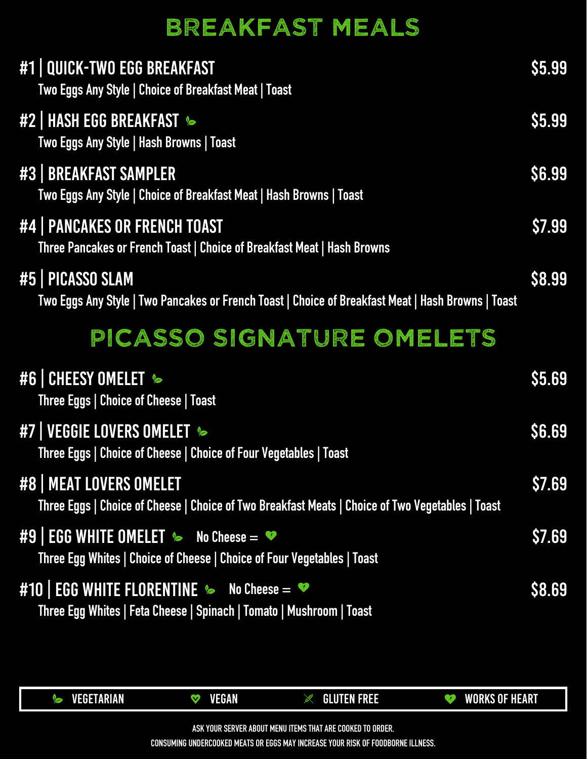# BREAKFAST MEALS

**#1 | QUICK-TWO EGG BREAKFAST** — $5.99
Two Eggs Any Style | Choice of Breakfast Meat | Toast

**#2 | HASH EGG BREAKFAST** (Vegetarian) — $5.99
Two Eggs Any Style | Hash Browns | Toast

**#3 | BREAKFAST SAMPLER** — $6.99
Two Eggs Any Style | Choice of Breakfast Meat | Hash Browns | Toast

**#4 | PANCAKES OR FRENCH TOAST** — $7.99
Three Pancakes or French Toast | Choice of Breakfast Meat | Hash Browns

**#5 | PICASSO SLAM** — $8.99
Two Eggs Any Style | Two Pancakes or French Toast | Choice of Breakfast Meat | Hash Browns | Toast

# PICASSO SIGNATURE OMELETS

**#6 | CHEESY OMELET** (Vegetarian) — $5.69
Three Eggs | Choice of Cheese | Toast

**#7 | VEGGIE LOVERS OMELET** (Vegetarian) — $6.69
Three Eggs | Choice of Cheese | Choice of Four Vegetables | Toast

**#8 | MEAT LOVERS OMELET** — $7.69
Three Eggs | Choice of Cheese | Choice of Two Breakfast Meats | Choice of Two Vegetables | Toast

**#9 | EGG WHITE OMELET** (Vegetarian) No Cheese = (Works of Heart) — $7.69
Three Egg Whites | Choice of Cheese | Choice of Four Vegetables | Toast

**#10 | EGG WHITE FLORENTINE** (Vegetarian) No Cheese = (Works of Heart) — $8.69
Three Egg Whites | Feta Cheese | Spinach | Tomato | Mushroom | Toast

VEGETARIAN | VEGAN | GLUTEN FREE | WORKS OF HEART

ASK YOUR SERVER ABOUT MENU ITEMS THAT ARE COOKED TO ORDER.

CONSUMING UNDERCOOKED MEATS OR EGGS MAY INCREASE YOUR RISK OF FOODBORNE ILLNESS.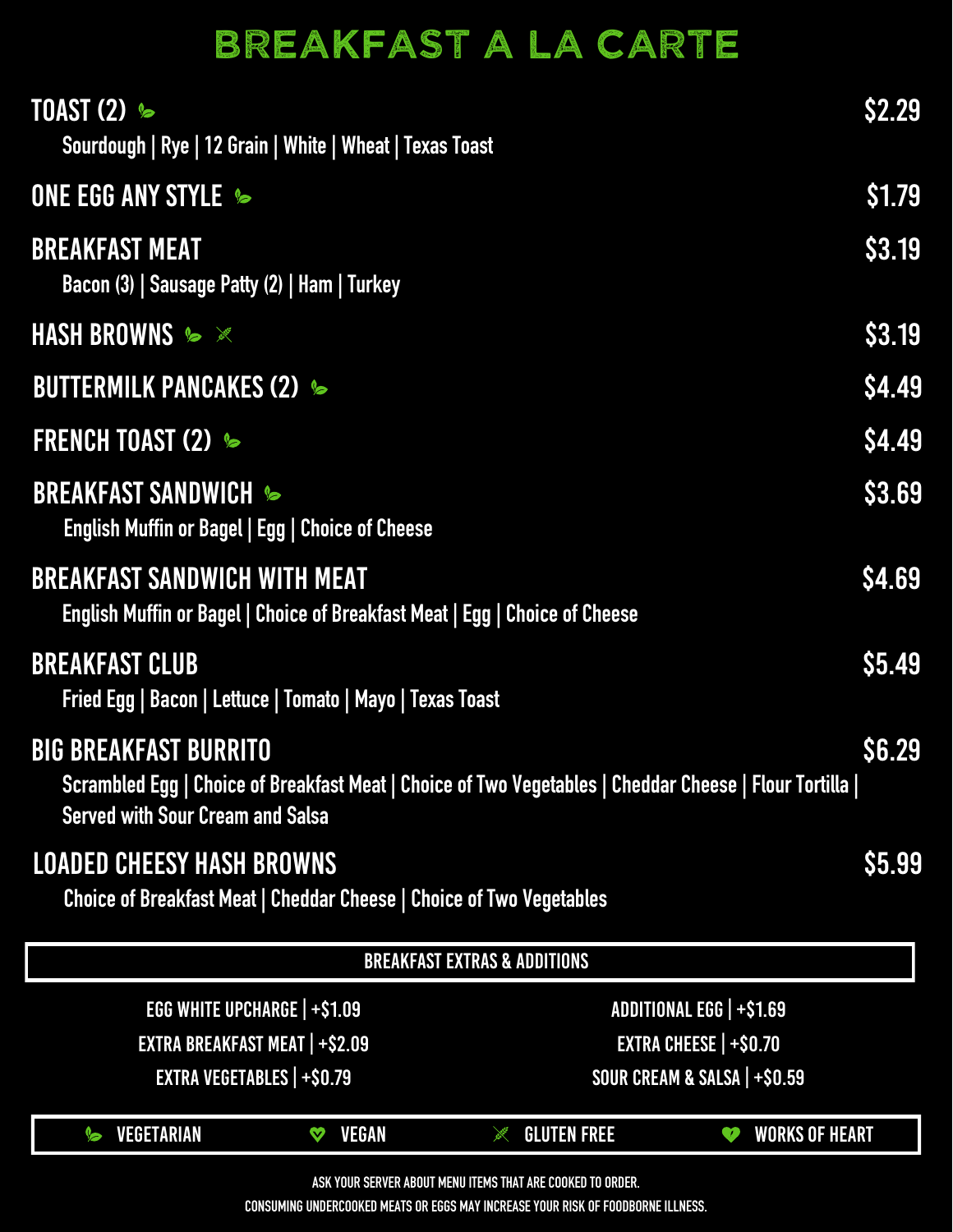# BREAKFAST A LA CARTE

**TOAST (2)** 🌿 — $2.29
Sourdough | Rye | 12 Grain | White | Wheat | Texas Toast

**ONE EGG ANY STYLE** 🌿 — $1.79

**BREAKFAST MEAT** — $3.19
Bacon (3) | Sausage Patty (2) | Ham | Turkey

**HASH BROWNS** 🌿 ⚕ — $3.19

**BUTTERMILK PANCAKES (2)** 🌿 — $4.49

**FRENCH TOAST (2)** 🌿 — $4.49

**BREAKFAST SANDWICH** 🌿 — $3.69
English Muffin or Bagel | Egg | Choice of Cheese

**BREAKFAST SANDWICH WITH MEAT** — $4.69
English Muffin or Bagel | Choice of Breakfast Meat | Egg | Choice of Cheese

**BREAKFAST CLUB** — $5.49
Fried Egg | Bacon | Lettuce | Tomato | Mayo | Texas Toast

**BIG BREAKFAST BURRITO** — $6.29
Scrambled Egg | Choice of Breakfast Meat | Choice of Two Vegetables | Cheddar Cheese | Flour Tortilla | Served with Sour Cream and Salsa

**LOADED CHEESY HASH BROWNS** — $5.99
Choice of Breakfast Meat | Cheddar Cheese | Choice of Two Vegetables

## BREAKFAST EXTRAS & ADDITIONS

| | |
|---|---|
| EGG WHITE UPCHARGE \| +$1.09 | ADDITIONAL EGG \| +$1.69 |
| EXTRA BREAKFAST MEAT \| +$2.09 | EXTRA CHEESE \| +$0.70 |
| EXTRA VEGETABLES \| +$0.79 | SOUR CREAM & SALSA \| +$0.59 |

🌿 VEGETARIAN | 💚 VEGAN | ⚕ GLUTEN FREE | 💚 WORKS OF HEART

ASK YOUR SERVER ABOUT MENU ITEMS THAT ARE COOKED TO ORDER.

CONSUMING UNDERCOOKED MEATS OR EGGS MAY INCREASE YOUR RISK OF FOODBORNE ILLNESS.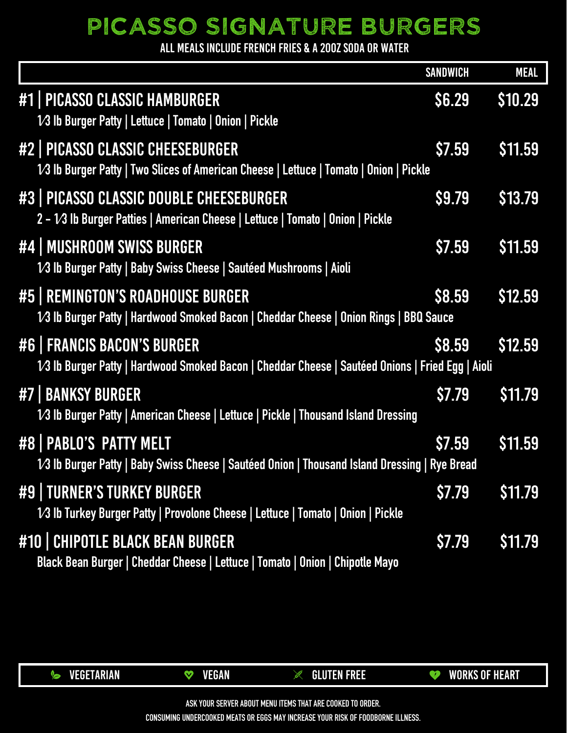# PICASSO SIGNATURE BURGERS

**ALL MEALS INCLUDE FRENCH FRIES & A 20OZ SODA OR WATER**

| | SANDWICH | MEAL |
|---|---|---|
| **#1 \| PICASSO CLASSIC HAMBURGER**<br>1⁄3 lb Burger Patty \| Lettuce \| Tomato \| Onion \| Pickle | $6.29 | $10.29 |
| **#2 \| PICASSO CLASSIC CHEESEBURGER**<br>1⁄3 lb Burger Patty \| Two Slices of American Cheese \| Lettuce \| Tomato \| Onion \| Pickle | $7.59 | $11.59 |
| **#3 \| PICASSO CLASSIC DOUBLE CHEESEBURGER**<br>2 - 1⁄3 lb Burger Patties \| American Cheese \| Lettuce \| Tomato \| Onion \| Pickle | $9.79 | $13.79 |
| **#4 \| MUSHROOM SWISS BURGER**<br>1⁄3 lb Burger Patty \| Baby Swiss Cheese \| Sautéed Mushrooms \| Aioli | $7.59 | $11.59 |
| **#5 \| REMINGTON'S ROADHOUSE BURGER**<br>1⁄3 lb Burger Patty \| Hardwood Smoked Bacon \| Cheddar Cheese \| Onion Rings \| BBQ Sauce | $8.59 | $12.59 |
| **#6 \| FRANCIS BACON'S BURGER**<br>1⁄3 lb Burger Patty \| Hardwood Smoked Bacon \| Cheddar Cheese \| Sautéed Onions \| Fried Egg \| Aioli | $8.59 | $12.59 |
| **#7 \| BANKSY BURGER**<br>1⁄3 lb Burger Patty \| American Cheese \| Lettuce \| Pickle \| Thousand Island Dressing | $7.79 | $11.79 |
| **#8 \| PABLO'S PATTY MELT**<br>1⁄3 lb Burger Patty \| Baby Swiss Cheese \| Sautéed Onion \| Thousand Island Dressing \| Rye Bread | $7.59 | $11.59 |
| **#9 \| TURNER'S TURKEY BURGER**<br>1⁄3 lb Turkey Burger Patty \| Provolone Cheese \| Lettuce \| Tomato \| Onion \| Pickle | $7.79 | $11.79 |
| **#10 \| CHIPOTLE BLACK BEAN BURGER**<br>Black Bean Burger \| Cheddar Cheese \| Lettuce \| Tomato \| Onion \| Chipotle Mayo | $7.79 | $11.79 |

VEGETARIAN | VEGAN | GLUTEN FREE | WORKS OF HEART

ASK YOUR SERVER ABOUT MENU ITEMS THAT ARE COOKED TO ORDER.

CONSUMING UNDERCOOKED MEATS OR EGGS MAY INCREASE YOUR RISK OF FOODBORNE ILLNESS.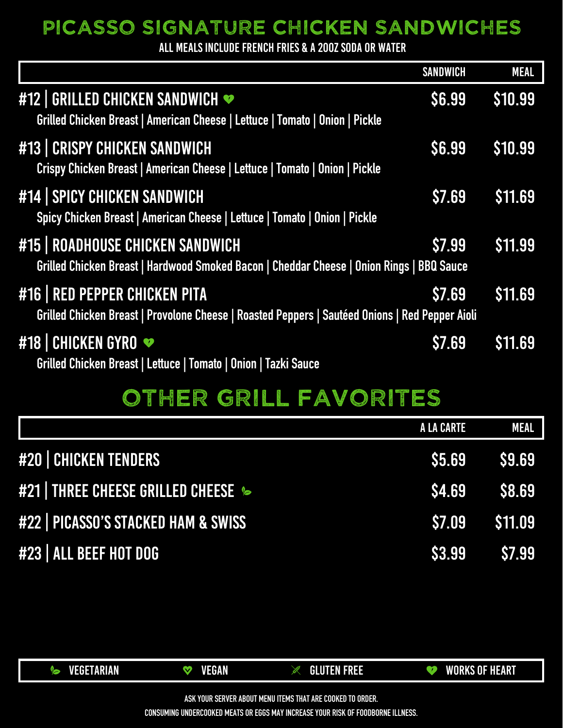# PICASSO SIGNATURE CHICKEN SANDWICHES

ALL MEALS INCLUDE FRENCH FRIES & A 20OZ SODA OR WATER

| | SANDWICH | MEAL |
|---|---|---|
| **#12 \| GRILLED CHICKEN SANDWICH** (Works of Heart)<br>Grilled Chicken Breast \| American Cheese \| Lettuce \| Tomato \| Onion \| Pickle | $6.99 | $10.99 |
| **#13 \| CRISPY CHICKEN SANDWICH**<br>Crispy Chicken Breast \| American Cheese \| Lettuce \| Tomato \| Onion \| Pickle | $6.99 | $10.99 |
| **#14 \| SPICY CHICKEN SANDWICH**<br>Spicy Chicken Breast \| American Cheese \| Lettuce \| Tomato \| Onion \| Pickle | $7.69 | $11.69 |
| **#15 \| ROADHOUSE CHICKEN SANDWICH**<br>Grilled Chicken Breast \| Hardwood Smoked Bacon \| Cheddar Cheese \| Onion Rings \| BBQ Sauce | $7.99 | $11.99 |
| **#16 \| RED PEPPER CHICKEN PITA**<br>Grilled Chicken Breast \| Provolone Cheese \| Roasted Peppers \| Sautéed Onions \| Red Pepper Aioli | $7.69 | $11.69 |
| **#18 \| CHICKEN GYRO** (Works of Heart)<br>Grilled Chicken Breast \| Lettuce \| Tomato \| Onion \| Tazki Sauce | $7.69 | $11.69 |

# OTHER GRILL FAVORITES

| | A LA CARTE | MEAL |
|---|---|---|
| **#20 \| CHICKEN TENDERS** | $5.69 | $9.69 |
| **#21 \| THREE CHEESE GRILLED CHEESE** (Vegetarian) | $4.69 | $8.69 |
| **#22 \| PICASSO'S STACKED HAM & SWISS** | $7.09 | $11.09 |
| **#23 \| ALL BEEF HOT DOG** | $3.99 | $7.99 |

VEGETARIAN | VEGAN | GLUTEN FREE | WORKS OF HEART

ASK YOUR SERVER ABOUT MENU ITEMS THAT ARE COOKED TO ORDER.

CONSUMING UNDERCOOKED MEATS OR EGGS MAY INCREASE YOUR RISK OF FOODBORNE ILLNESS.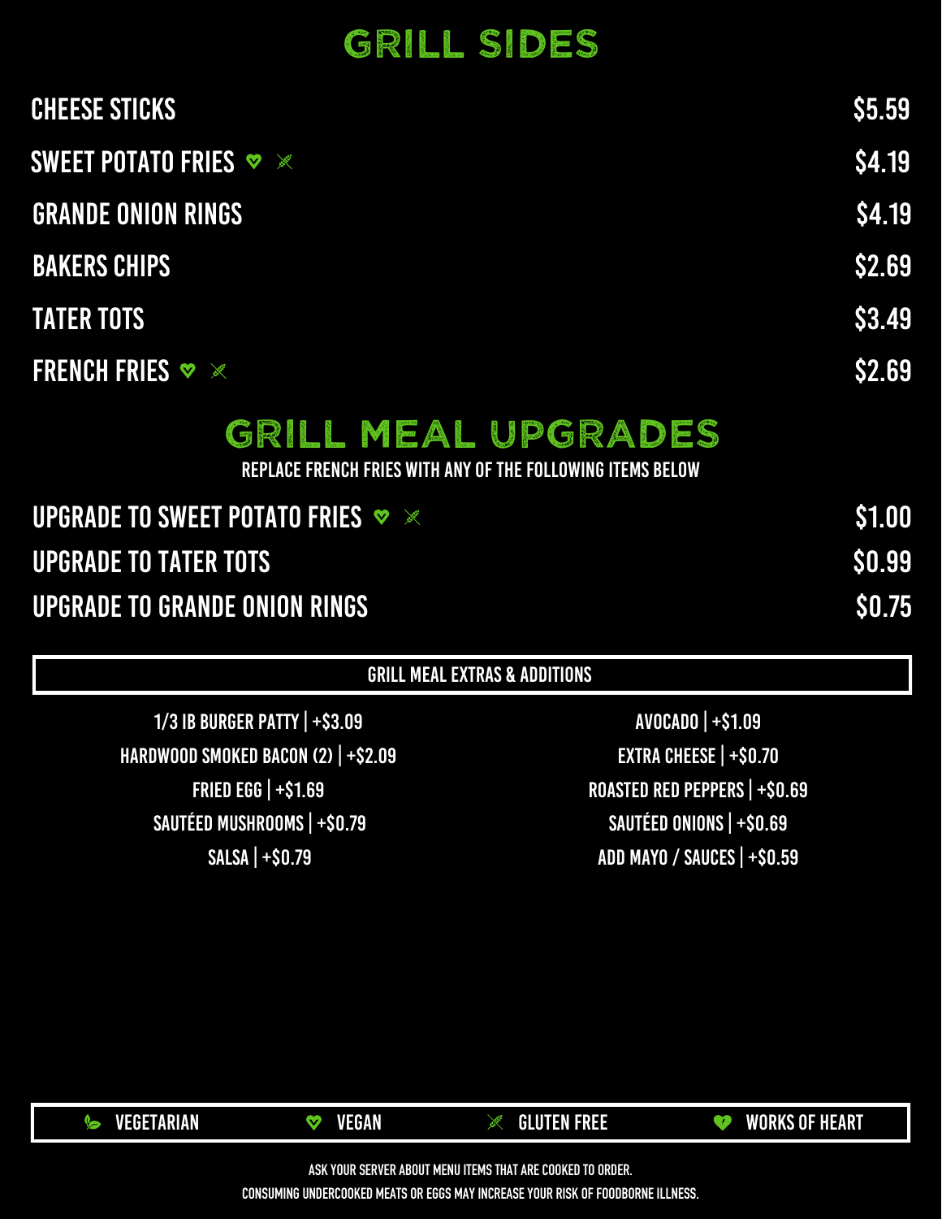# GRILL SIDES

| Item | Price |
|---|---|
| CHEESE STICKS | $5.59 |
| SWEET POTATO FRIES (Vegan, Gluten Free) | $4.19 |
| GRANDE ONION RINGS | $4.19 |
| BAKERS CHIPS | $2.69 |
| TATER TOTS | $3.49 |
| FRENCH FRIES (Vegan, Gluten Free) | $2.69 |

# GRILL MEAL UPGRADES

REPLACE FRENCH FRIES WITH ANY OF THE FOLLOWING ITEMS BELOW

| Item | Price |
|---|---|
| UPGRADE TO SWEET POTATO FRIES (Vegan, Gluten Free) | $1.00 |
| UPGRADE TO TATER TOTS | $0.99 |
| UPGRADE TO GRANDE ONION RINGS | $0.75 |

## GRILL MEAL EXTRAS & ADDITIONS

- 1/3 IB BURGER PATTY | +$3.09
- HARDWOOD SMOKED BACON (2) | +$2.09
- FRIED EGG | +$1.69
- SAUTÉED MUSHROOMS | +$0.79
- SALSA | +$0.79
- AVOCADO | +$1.09
- EXTRA CHEESE | +$0.70
- ROASTED RED PEPPERS | +$0.69
- SAUTÉED ONIONS | +$0.69
- ADD MAYO / SAUCES | +$0.59

VEGETARIAN | VEGAN | GLUTEN FREE | WORKS OF HEART

ASK YOUR SERVER ABOUT MENU ITEMS THAT ARE COOKED TO ORDER.

CONSUMING UNDERCOOKED MEATS OR EGGS MAY INCREASE YOUR RISK OF FOODBORNE ILLNESS.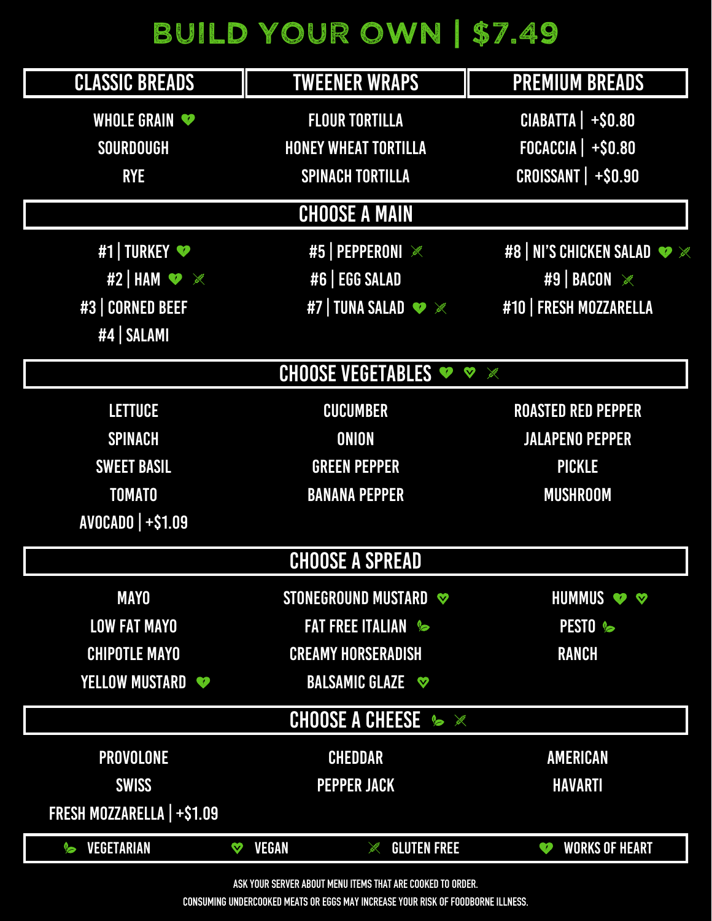# BUILD YOUR OWN | $7.49

| CLASSIC BREADS | TWEENER WRAPS | PREMIUM BREADS |
| --- | --- | --- |
| WHOLE GRAIN ♥ | FLOUR TORTILLA | CIABATTA \| +$0.80 |
| SOURDOUGH | HONEY WHEAT TORTILLA | FOCACCIA \| +$0.80 |
| RYE | SPINACH TORTILLA | CROISSANT \| +$0.90 |

## CHOOSE A MAIN

- #1 | TURKEY (Works of Heart)
- #2 | HAM (Works of Heart, Gluten Free)
- #3 | CORNED BEEF
- #4 | SALAMI
- #5 | PEPPERONI (Gluten Free)
- #6 | EGG SALAD
- #7 | TUNA SALAD (Works of Heart, Gluten Free)
- #8 | NI'S CHICKEN SALAD (Works of Heart, Gluten Free)
- #9 | BACON (Gluten Free)
- #10 | FRESH MOZZARELLA

## CHOOSE VEGETABLES (Works of Heart, Vegan, Gluten Free)

- LETTUCE
- SPINACH
- SWEET BASIL
- TOMATO
- AVOCADO | +$1.09
- CUCUMBER
- ONION
- GREEN PEPPER
- BANANA PEPPER
- ROASTED RED PEPPER
- JALAPENO PEPPER
- PICKLE
- MUSHROOM

## CHOOSE A SPREAD

- MAYO
- LOW FAT MAYO
- CHIPOTLE MAYO
- YELLOW MUSTARD (Works of Heart)
- STONEGROUND MUSTARD (Vegan)
- FAT FREE ITALIAN (Vegetarian)
- CREAMY HORSERADISH
- BALSAMIC GLAZE (Vegan)
- HUMMUS (Works of Heart, Vegan)
- PESTO (Vegetarian)
- RANCH

## CHOOSE A CHEESE (Vegetarian, Gluten Free)

- PROVOLONE
- SWISS
- FRESH MOZZARELLA | +$1.09
- CHEDDAR
- PEPPER JACK
- AMERICAN
- HAVARTI

VEGETARIAN | VEGAN | GLUTEN FREE | WORKS OF HEART

ASK YOUR SERVER ABOUT MENU ITEMS THAT ARE COOKED TO ORDER.

CONSUMING UNDERCOOKED MEATS OR EGGS MAY INCREASE YOUR RISK OF FOODBORNE ILLNESS.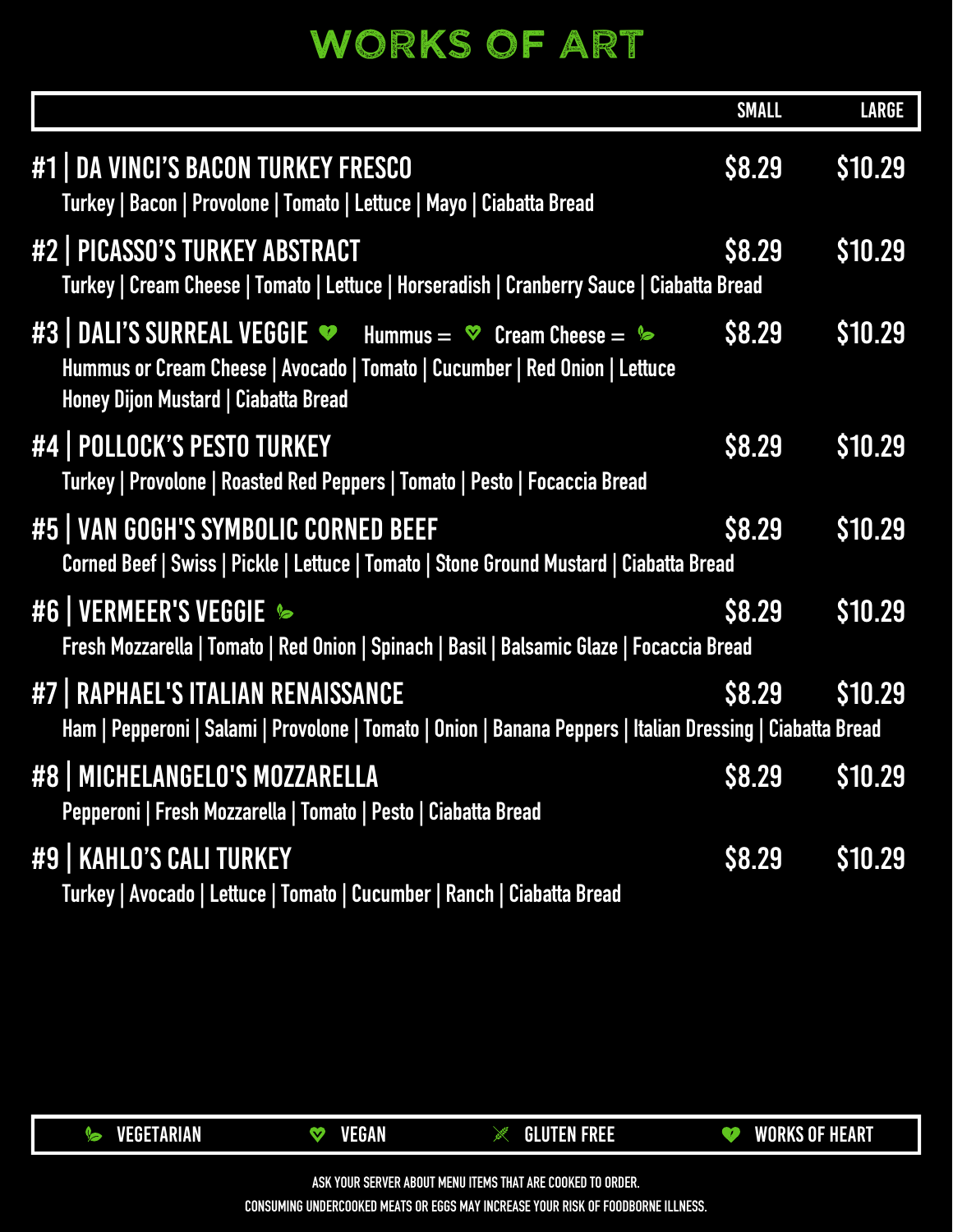# WORKS OF ART

| | SMALL | LARGE |
|---|---|---|
| **#1 \| DA VINCI'S BACON TURKEY FRESCO**<br>Turkey \| Bacon \| Provolone \| Tomato \| Lettuce \| Mayo \| Ciabatta Bread | $8.29 | $10.29 |
| **#2 \| PICASSO'S TURKEY ABSTRACT**<br>Turkey \| Cream Cheese \| Tomato \| Lettuce \| Horseradish \| Cranberry Sauce \| Ciabatta Bread | $8.29 | $10.29 |
| **#3 \| DALI'S SURREAL VEGGIE** (Works of Heart) — Hummus = (Vegan) Cream Cheese = (Vegetarian)<br>Hummus or Cream Cheese \| Avocado \| Tomato \| Cucumber \| Red Onion \| Lettuce<br>Honey Dijon Mustard \| Ciabatta Bread | $8.29 | $10.29 |
| **#4 \| POLLOCK'S PESTO TURKEY**<br>Turkey \| Provolone \| Roasted Red Peppers \| Tomato \| Pesto \| Focaccia Bread | $8.29 | $10.29 |
| **#5 \| VAN GOGH'S SYMBOLIC CORNED BEEF**<br>Corned Beef \| Swiss \| Pickle \| Lettuce \| Tomato \| Stone Ground Mustard \| Ciabatta Bread | $8.29 | $10.29 |
| **#6 \| VERMEER'S VEGGIE** (Vegetarian)<br>Fresh Mozzarella \| Tomato \| Red Onion \| Spinach \| Basil \| Balsamic Glaze \| Focaccia Bread | $8.29 | $10.29 |
| **#7 \| RAPHAEL'S ITALIAN RENAISSANCE**<br>Ham \| Pepperoni \| Salami \| Provolone \| Tomato \| Onion \| Banana Peppers \| Italian Dressing \| Ciabatta Bread | $8.29 | $10.29 |
| **#8 \| MICHELANGELO'S MOZZARELLA**<br>Pepperoni \| Fresh Mozzarella \| Tomato \| Pesto \| Ciabatta Bread | $8.29 | $10.29 |
| **#9 \| KAHLO'S CALI TURKEY**<br>Turkey \| Avocado \| Lettuce \| Tomato \| Cucumber \| Ranch \| Ciabatta Bread | $8.29 | $10.29 |

VEGETARIAN | VEGAN | GLUTEN FREE | WORKS OF HEART

ASK YOUR SERVER ABOUT MENU ITEMS THAT ARE COOKED TO ORDER.

CONSUMING UNDERCOOKED MEATS OR EGGS MAY INCREASE YOUR RISK OF FOODBORNE ILLNESS.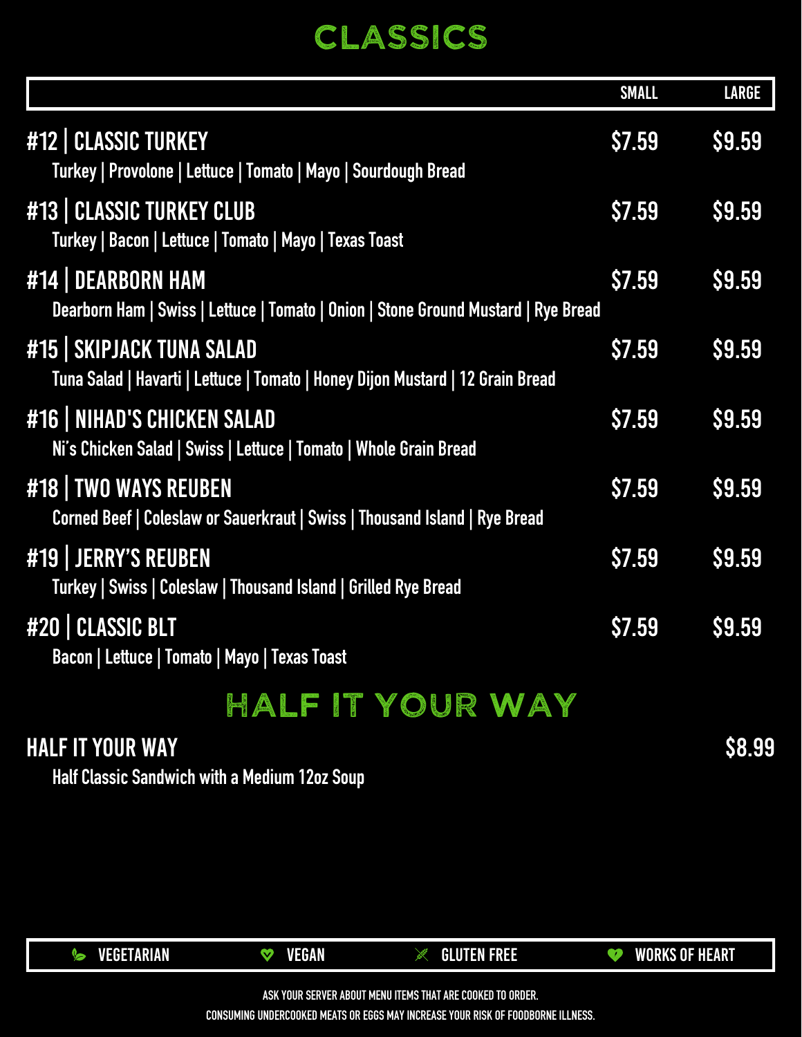# CLASSICS

| | SMALL | LARGE |
|---|---|---|
| **#12 \| CLASSIC TURKEY**<br>Turkey \| Provolone \| Lettuce \| Tomato \| Mayo \| Sourdough Bread | $7.59 | $9.59 |
| **#13 \| CLASSIC TURKEY CLUB**<br>Turkey \| Bacon \| Lettuce \| Tomato \| Mayo \| Texas Toast | $7.59 | $9.59 |
| **#14 \| DEARBORN HAM**<br>Dearborn Ham \| Swiss \| Lettuce \| Tomato \| Onion \| Stone Ground Mustard \| Rye Bread | $7.59 | $9.59 |
| **#15 \| SKIPJACK TUNA SALAD**<br>Tuna Salad \| Havarti \| Lettuce \| Tomato \| Honey Dijon Mustard \| 12 Grain Bread | $7.59 | $9.59 |
| **#16 \| NIHAD'S CHICKEN SALAD**<br>Ni's Chicken Salad \| Swiss \| Lettuce \| Tomato \| Whole Grain Bread | $7.59 | $9.59 |
| **#18 \| TWO WAYS REUBEN**<br>Corned Beef \| Coleslaw or Sauerkraut \| Swiss \| Thousand Island \| Rye Bread | $7.59 | $9.59 |
| **#19 \| JERRY'S REUBEN**<br>Turkey \| Swiss \| Coleslaw \| Thousand Island \| Grilled Rye Bread | $7.59 | $9.59 |
| **#20 \| CLASSIC BLT**<br>Bacon \| Lettuce \| Tomato \| Mayo \| Texas Toast | $7.59 | $9.59 |

# HALF IT YOUR WAY

**HALF IT YOUR WAY** — $8.99

Half Classic Sandwich with a Medium 12oz Soup

VEGETARIAN | VEGAN | GLUTEN FREE | WORKS OF HEART

ASK YOUR SERVER ABOUT MENU ITEMS THAT ARE COOKED TO ORDER.

CONSUMING UNDERCOOKED MEATS OR EGGS MAY INCREASE YOUR RISK OF FOODBORNE ILLNESS.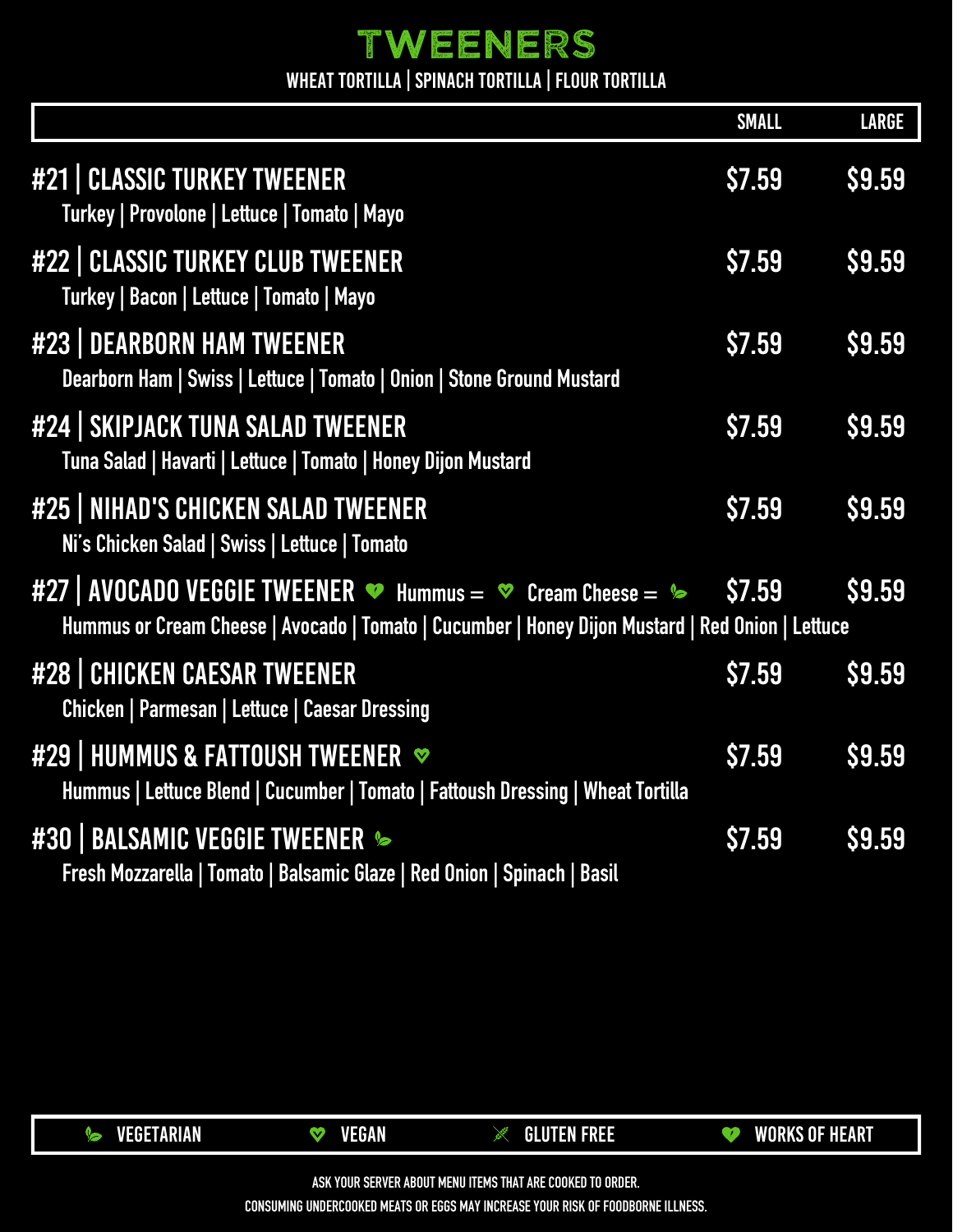# TWEENERS

WHEAT TORTILLA | SPINACH TORTILLA | FLOUR TORTILLA

| | SMALL | LARGE |
|---|---|---|
| **#21 \| CLASSIC TURKEY TWEENER**<br>Turkey \| Provolone \| Lettuce \| Tomato \| Mayo | $7.59 | $9.59 |
| **#22 \| CLASSIC TURKEY CLUB TWEENER**<br>Turkey \| Bacon \| Lettuce \| Tomato \| Mayo | $7.59 | $9.59 |
| **#23 \| DEARBORN HAM TWEENER**<br>Dearborn Ham \| Swiss \| Lettuce \| Tomato \| Onion \| Stone Ground Mustard | $7.59 | $9.59 |
| **#24 \| SKIPJACK TUNA SALAD TWEENER**<br>Tuna Salad \| Havarti \| Lettuce \| Tomato \| Honey Dijon Mustard | $7.59 | $9.59 |
| **#25 \| NIHAD'S CHICKEN SALAD TWEENER**<br>Ni's Chicken Salad \| Swiss \| Lettuce \| Tomato | $7.59 | $9.59 |
| **#27 \| AVOCADO VEGGIE TWEENER** (Works of Heart) Hummus = (Vegan) Cream Cheese = (Vegetarian)<br>Hummus or Cream Cheese \| Avocado \| Tomato \| Cucumber \| Honey Dijon Mustard \| Red Onion \| Lettuce | $7.59 | $9.59 |
| **#28 \| CHICKEN CAESAR TWEENER**<br>Chicken \| Parmesan \| Lettuce \| Caesar Dressing | $7.59 | $9.59 |
| **#29 \| HUMMUS & FATTOUSH TWEENER** (Vegan)<br>Hummus \| Lettuce Blend \| Cucumber \| Tomato \| Fattoush Dressing \| Wheat Tortilla | $7.59 | $9.59 |
| **#30 \| BALSAMIC VEGGIE TWEENER** (Vegetarian)<br>Fresh Mozzarella \| Tomato \| Balsamic Glaze \| Red Onion \| Spinach \| Basil | $7.59 | $9.59 |

VEGETARIAN | VEGAN | GLUTEN FREE | WORKS OF HEART

ASK YOUR SERVER ABOUT MENU ITEMS THAT ARE COOKED TO ORDER.

CONSUMING UNDERCOOKED MEATS OR EGGS MAY INCREASE YOUR RISK OF FOODBORNE ILLNESS.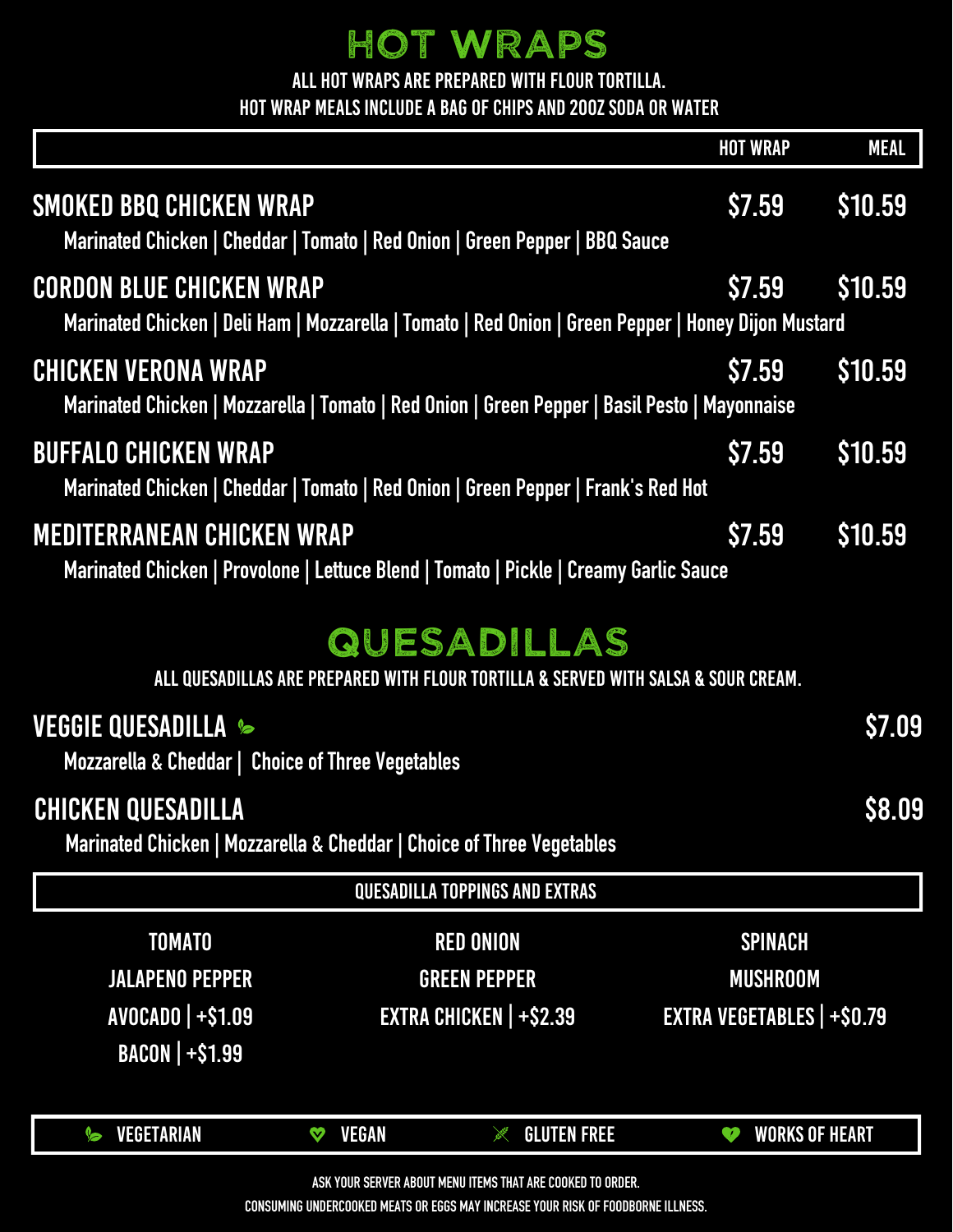# HOT WRAPS

ALL HOT WRAPS ARE PREPARED WITH FLOUR TORTILLA.
HOT WRAP MEALS INCLUDE A BAG OF CHIPS AND 20OZ SODA OR WATER

| | HOT WRAP | MEAL |
|---|---|---|
| **SMOKED BBQ CHICKEN WRAP**<br>Marinated Chicken \| Cheddar \| Tomato \| Red Onion \| Green Pepper \| BBQ Sauce | $7.59 | $10.59 |
| **CORDON BLUE CHICKEN WRAP**<br>Marinated Chicken \| Deli Ham \| Mozzarella \| Tomato \| Red Onion \| Green Pepper \| Honey Dijon Mustard | $7.59 | $10.59 |
| **CHICKEN VERONA WRAP**<br>Marinated Chicken \| Mozzarella \| Tomato \| Red Onion \| Green Pepper \| Basil Pesto \| Mayonnaise | $7.59 | $10.59 |
| **BUFFALO CHICKEN WRAP**<br>Marinated Chicken \| Cheddar \| Tomato \| Red Onion \| Green Pepper \| Frank's Red Hot | $7.59 | $10.59 |
| **MEDITERRANEAN CHICKEN WRAP**<br>Marinated Chicken \| Provolone \| Lettuce Blend \| Tomato \| Pickle \| Creamy Garlic Sauce | $7.59 | $10.59 |

# QUESADILLAS

ALL QUESADILLAS ARE PREPARED WITH FLOUR TORTILLA & SERVED WITH SALSA & SOUR CREAM.

**VEGGIE QUESADILLA** (Vegetarian) — $7.09
Mozzarella & Cheddar | Choice of Three Vegetables

**CHICKEN QUESADILLA** — $8.09
Marinated Chicken | Mozzarella & Cheddar | Choice of Three Vegetables

## QUESADILLA TOPPINGS AND EXTRAS

| | | |
|---|---|---|
| TOMATO | RED ONION | SPINACH |
| JALAPENO PEPPER | GREEN PEPPER | MUSHROOM |
| AVOCADO \| +$1.09 | EXTRA CHICKEN \| +$2.39 | EXTRA VEGETABLES \| +$0.79 |
| BACON \| +$1.99 | | |

VEGETARIAN | VEGAN | GLUTEN FREE | WORKS OF HEART

ASK YOUR SERVER ABOUT MENU ITEMS THAT ARE COOKED TO ORDER.
CONSUMING UNDERCOOKED MEATS OR EGGS MAY INCREASE YOUR RISK OF FOODBORNE ILLNESS.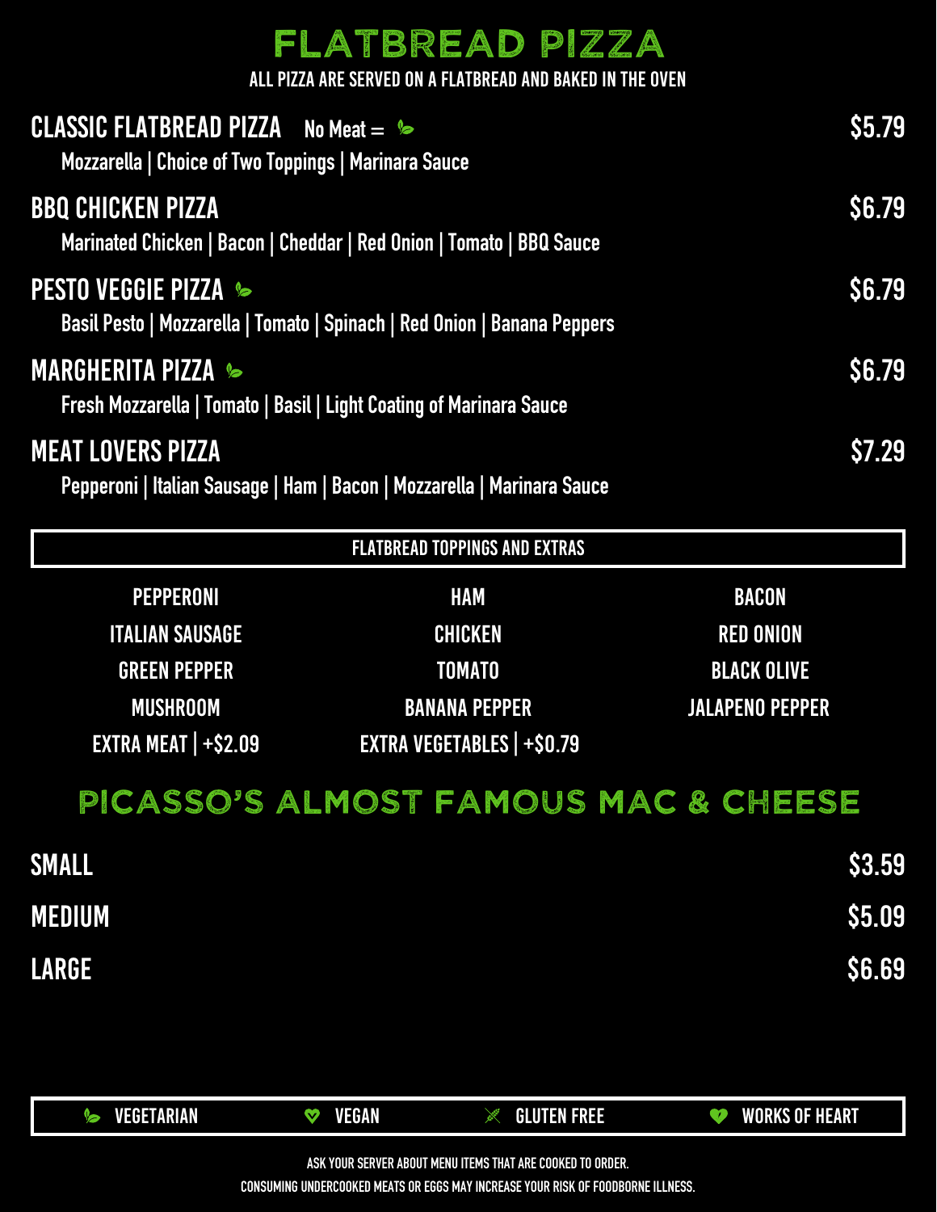# FLATBREAD PIZZA

ALL PIZZA ARE SERVED ON A FLATBREAD AND BAKED IN THE OVEN

## CLASSIC FLATBREAD PIZZA — No Meat = (Vegetarian) — $5.79

Mozzarella | Choice of Two Toppings | Marinara Sauce

## BBQ CHICKEN PIZZA — $6.79

Marinated Chicken | Bacon | Cheddar | Red Onion | Tomato | BBQ Sauce

## PESTO VEGGIE PIZZA (Vegetarian) — $6.79

Basil Pesto | Mozzarella | Tomato | Spinach | Red Onion | Banana Peppers

## MARGHERITA PIZZA (Vegetarian) — $6.79

Fresh Mozzarella | Tomato | Basil | Light Coating of Marinara Sauce

## MEAT LOVERS PIZZA — $7.29

Pepperoni | Italian Sausage | Ham | Bacon | Mozzarella | Marinara Sauce

### FLATBREAD TOPPINGS AND EXTRAS

| | | |
|---|---|---|
| PEPPERONI | HAM | BACON |
| ITALIAN SAUSAGE | CHICKEN | RED ONION |
| GREEN PEPPER | TOMATO | BLACK OLIVE |
| MUSHROOM | BANANA PEPPER | JALAPENO PEPPER |
| EXTRA MEAT \| +$2.09 | EXTRA VEGETABLES \| +$0.79 | |

# PICASSO'S ALMOST FAMOUS MAC & CHEESE

| Size | Price |
|---|---|
| SMALL | $3.59 |
| MEDIUM | $5.09 |
| LARGE | $6.69 |

VEGETARIAN | VEGAN | GLUTEN FREE | WORKS OF HEART

ASK YOUR SERVER ABOUT MENU ITEMS THAT ARE COOKED TO ORDER.

CONSUMING UNDERCOOKED MEATS OR EGGS MAY INCREASE YOUR RISK OF FOODBORNE ILLNESS.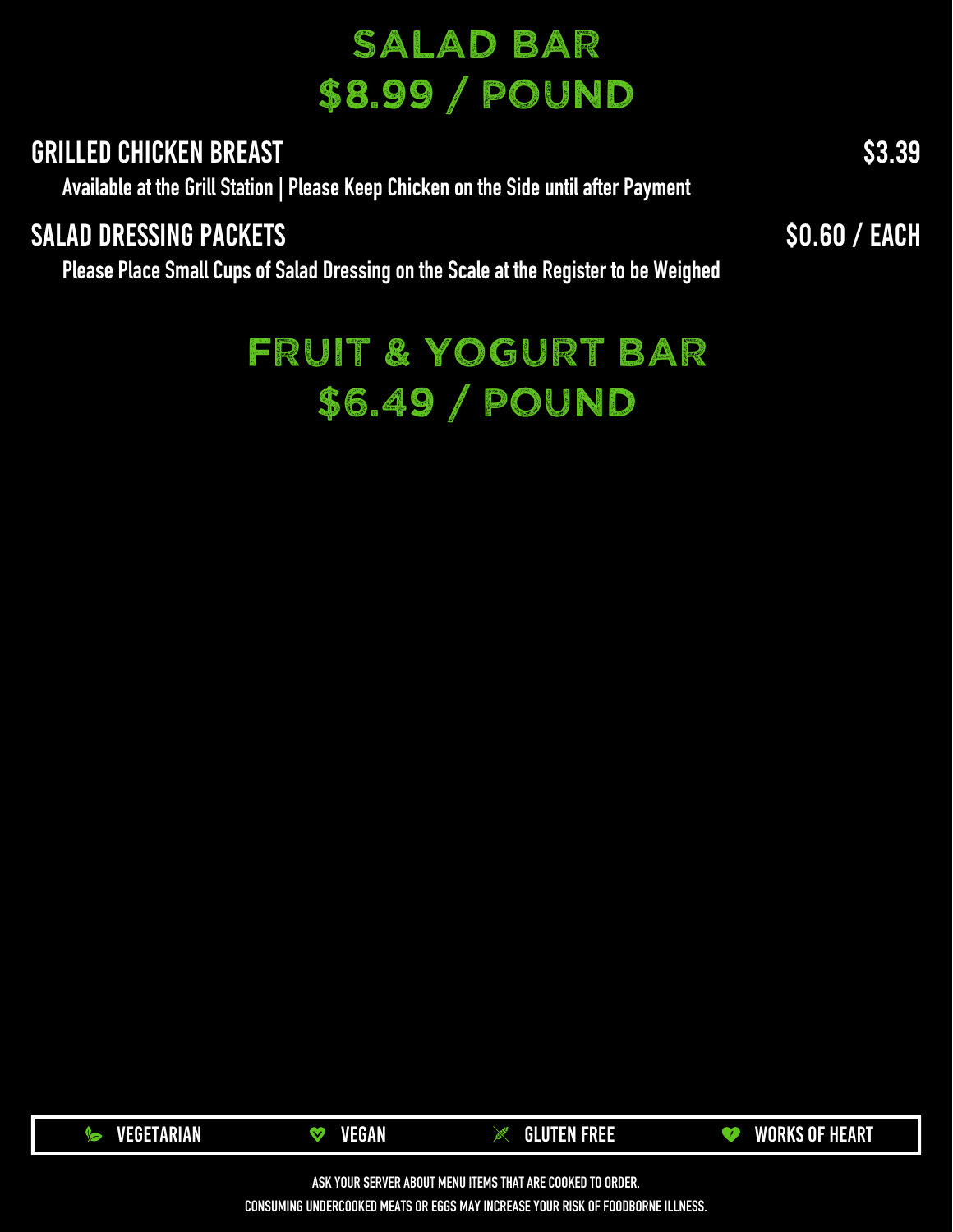# SALAD BAR
# $8.99 / POUND

**GRILLED CHICKEN BREAST** — $3.39

Available at the Grill Station | Please Keep Chicken on the Side until after Payment

**SALAD DRESSING PACKETS** — $0.60 / EACH

Please Place Small Cups of Salad Dressing on the Scale at the Register to be Weighed

# FRUIT & YOGURT BAR
# $6.49 / POUND

| VEGETARIAN | VEGAN | GLUTEN FREE | WORKS OF HEART |
|---|---|---|---|

ASK YOUR SERVER ABOUT MENU ITEMS THAT ARE COOKED TO ORDER.

CONSUMING UNDERCOOKED MEATS OR EGGS MAY INCREASE YOUR RISK OF FOODBORNE ILLNESS.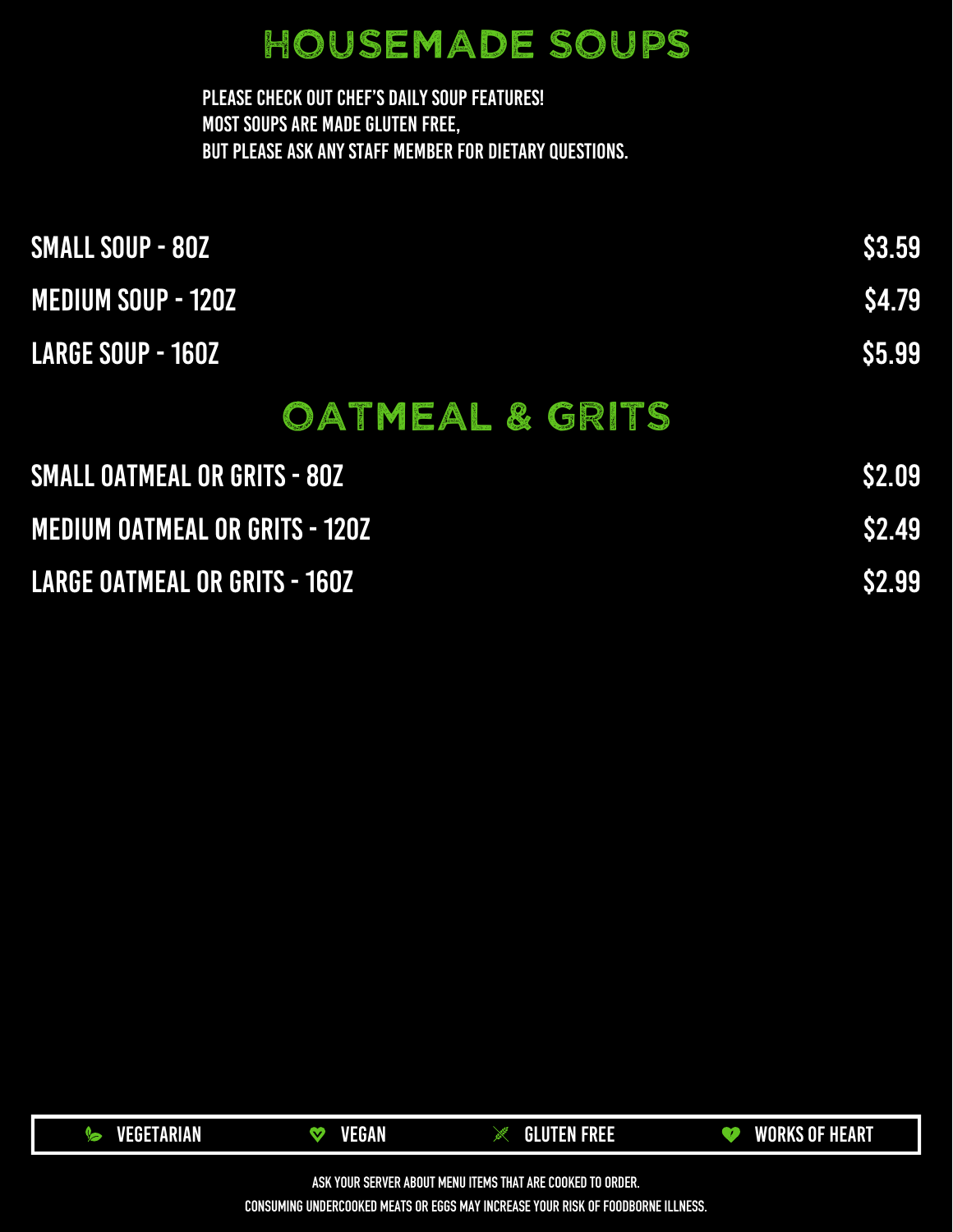# HOUSEMADE SOUPS

PLEASE CHECK OUT CHEF'S DAILY SOUP FEATURES!
MOST SOUPS ARE MADE GLUTEN FREE,
BUT PLEASE ASK ANY STAFF MEMBER FOR DIETARY QUESTIONS.

| Item | Price |
| --- | --- |
| SMALL SOUP - 8OZ | $3.59 |
| MEDIUM SOUP - 12OZ | $4.79 |
| LARGE SOUP - 16OZ | $5.99 |

# OATMEAL & GRITS

| Item | Price |
| --- | --- |
| SMALL OATMEAL OR GRITS - 8OZ | $2.09 |
| MEDIUM OATMEAL OR GRITS - 12OZ | $2.49 |
| LARGE OATMEAL OR GRITS - 16OZ | $2.99 |

VEGETARIAN | VEGAN | GLUTEN FREE | WORKS OF HEART

ASK YOUR SERVER ABOUT MENU ITEMS THAT ARE COOKED TO ORDER.
CONSUMING UNDERCOOKED MEATS OR EGGS MAY INCREASE YOUR RISK OF FOODBORNE ILLNESS.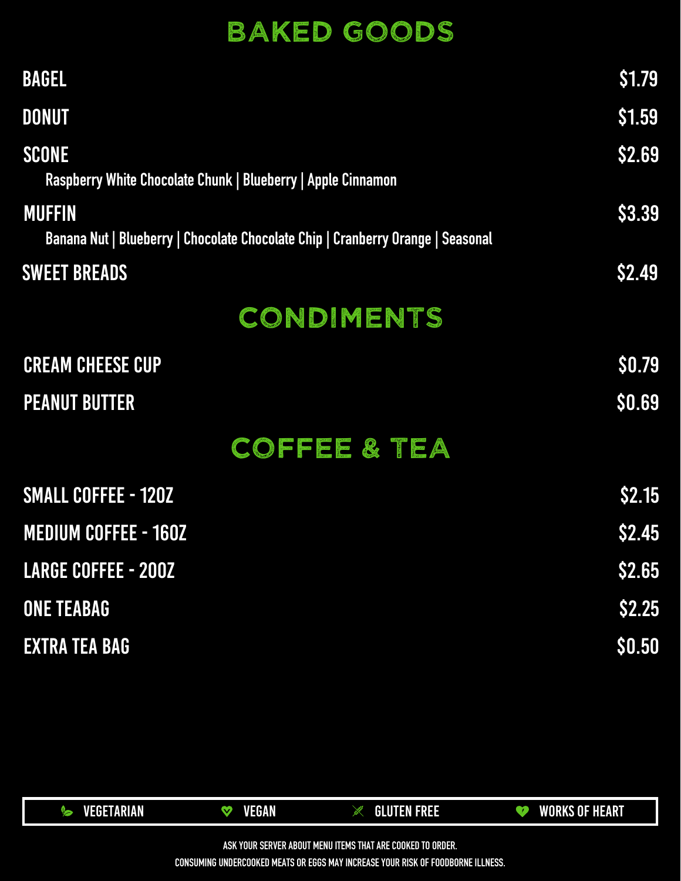## BAKED GOODS

| Item | Price |
| --- | --- |
| BAGEL | $1.79 |
| DONUT | $1.59 |
| SCONE<br>Raspberry White Chocolate Chunk \| Blueberry \| Apple Cinnamon | $2.69 |
| MUFFIN<br>Banana Nut \| Blueberry \| Chocolate Chocolate Chip \| Cranberry Orange \| Seasonal | $3.39 |
| SWEET BREADS | $2.49 |

## CONDIMENTS

| Item | Price |
| --- | --- |
| CREAM CHEESE CUP | $0.79 |
| PEANUT BUTTER | $0.69 |

## COFFEE & TEA

| Item | Price |
| --- | --- |
| SMALL COFFEE - 12OZ | $2.15 |
| MEDIUM COFFEE - 16OZ | $2.45 |
| LARGE COFFEE - 20OZ | $2.65 |
| ONE TEABAG | $2.25 |
| EXTRA TEA BAG | $0.50 |

VEGETARIAN | VEGAN | GLUTEN FREE | WORKS OF HEART

ASK YOUR SERVER ABOUT MENU ITEMS THAT ARE COOKED TO ORDER.

CONSUMING UNDERCOOKED MEATS OR EGGS MAY INCREASE YOUR RISK OF FOODBORNE ILLNESS.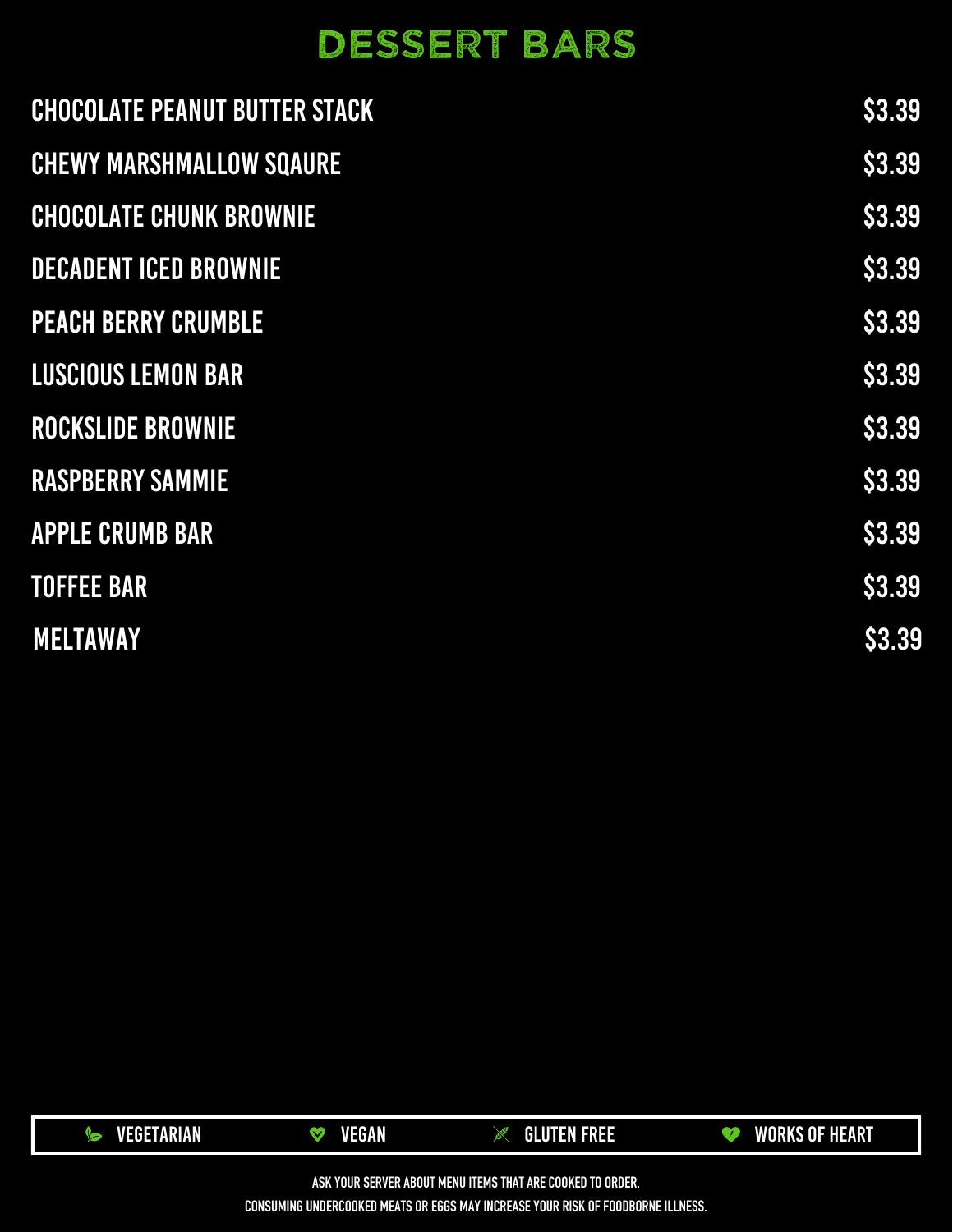# DESSERT BARS

| Item | Price |
| --- | --- |
| CHOCOLATE PEANUT BUTTER STACK | $3.39 |
| CHEWY MARSHMALLOW SQAURE | $3.39 |
| CHOCOLATE CHUNK BROWNIE | $3.39 |
| DECADENT ICED BROWNIE | $3.39 |
| PEACH BERRY CRUMBLE | $3.39 |
| LUSCIOUS LEMON BAR | $3.39 |
| ROCKSLIDE BROWNIE | $3.39 |
| RASPBERRY SAMMIE | $3.39 |
| APPLE CRUMB BAR | $3.39 |
| TOFFEE BAR | $3.39 |
| MELTAWAY | $3.39 |

VEGETARIAN | VEGAN | GLUTEN FREE | WORKS OF HEART

ASK YOUR SERVER ABOUT MENU ITEMS THAT ARE COOKED TO ORDER.

CONSUMING UNDERCOOKED MEATS OR EGGS MAY INCREASE YOUR RISK OF FOODBORNE ILLNESS.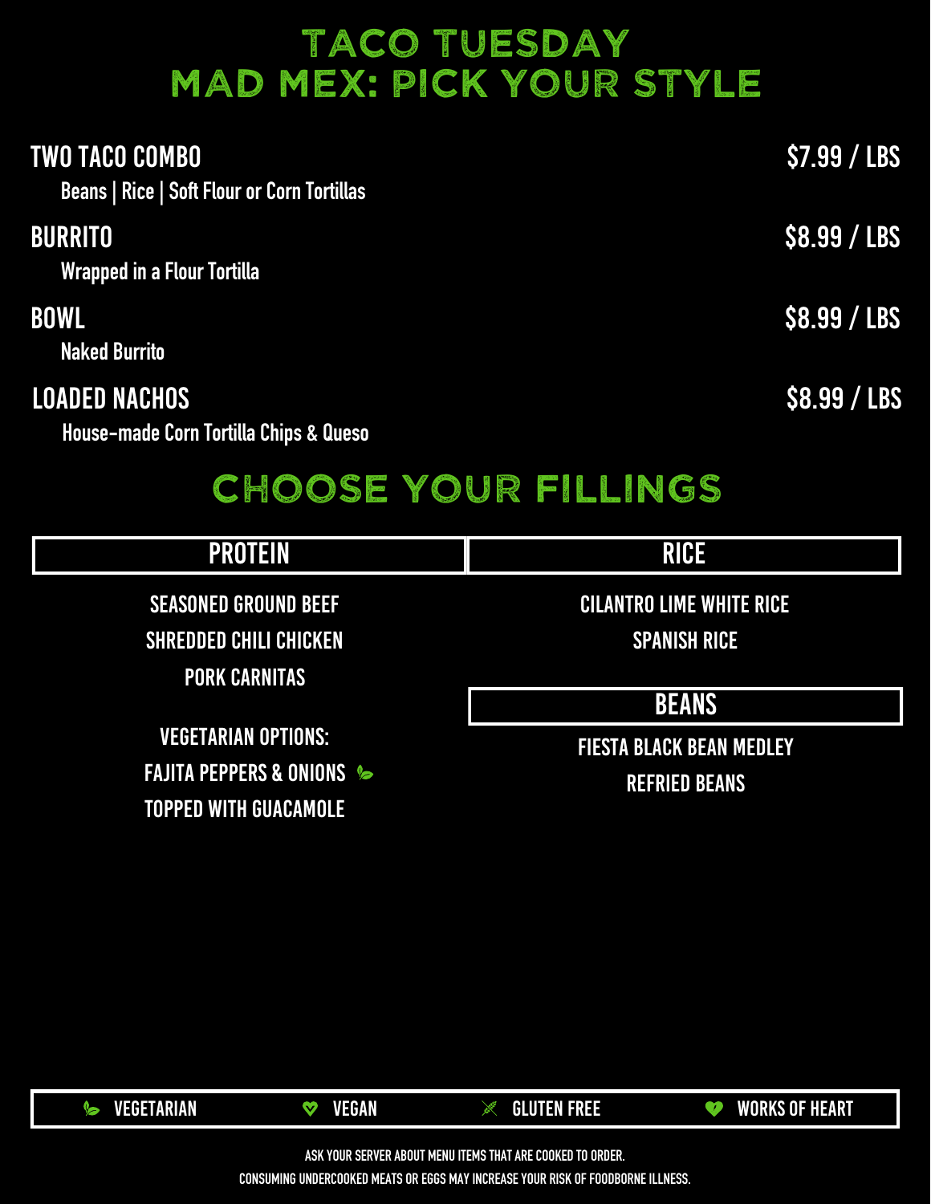# TACO TUESDAY
# MAD MEX: PICK YOUR STYLE

**TWO TACO COMBO** — $7.99 / LBS
Beans | Rice | Soft Flour or Corn Tortillas

**BURRITO** — $8.99 / LBS
Wrapped in a Flour Tortilla

**BOWL** — $8.99 / LBS
Naked Burrito

**LOADED NACHOS** — $8.99 / LBS
House-made Corn Tortilla Chips & Queso

## CHOOSE YOUR FILLINGS

### PROTEIN

SEASONED GROUND BEEF
SHREDDED CHILI CHICKEN
PORK CARNITAS

VEGETARIAN OPTIONS:
FAJITA PEPPERS & ONIONS (Vegetarian)
TOPPED WITH GUACAMOLE

### RICE

CILANTRO LIME WHITE RICE
SPANISH RICE

### BEANS

FIESTA BLACK BEAN MEDLEY
REFRIED BEANS

VEGETARIAN | VEGAN | GLUTEN FREE | WORKS OF HEART

ASK YOUR SERVER ABOUT MENU ITEMS THAT ARE COOKED TO ORDER.
CONSUMING UNDERCOOKED MEATS OR EGGS MAY INCREASE YOUR RISK OF FOODBORNE ILLNESS.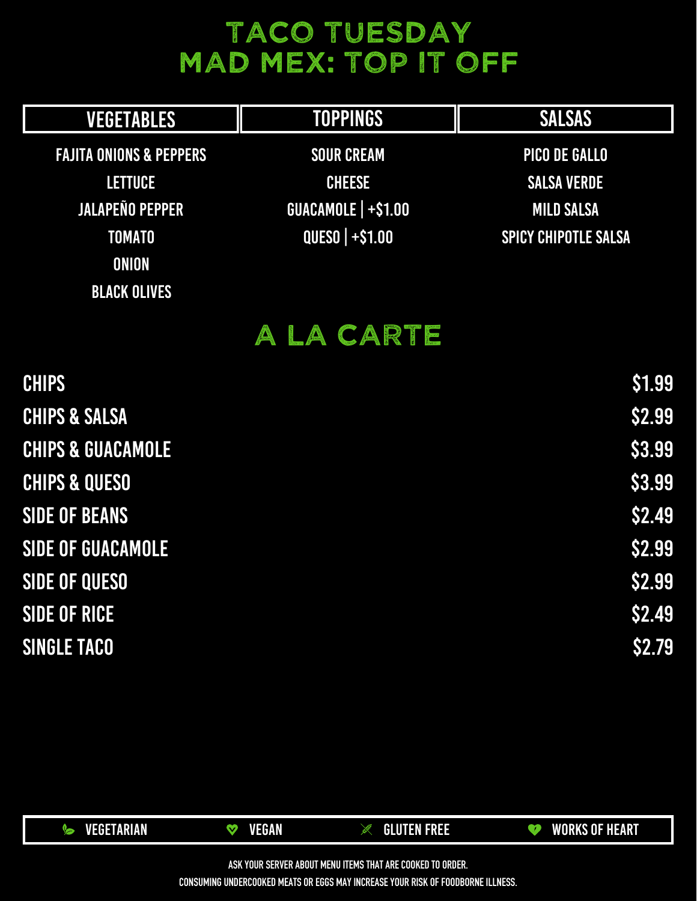# TACO TUESDAY
# MAD MEX: TOP IT OFF

| VEGETABLES | TOPPINGS | SALSAS |
| --- | --- | --- |
| FAJITA ONIONS & PEPPERS | SOUR CREAM | PICO DE GALLO |
| LETTUCE | CHEESE | SALSA VERDE |
| JALAPEÑO PEPPER | GUACAMOLE \| +$1.00 | MILD SALSA |
| TOMATO | QUESO \| +$1.00 | SPICY CHIPOTLE SALSA |
| ONION | | |
| BLACK OLIVES | | |

## A LA CARTE

| | |
| --- | --- |
| CHIPS | $1.99 |
| CHIPS & SALSA | $2.99 |
| CHIPS & GUACAMOLE | $3.99 |
| CHIPS & QUESO | $3.99 |
| SIDE OF BEANS | $2.49 |
| SIDE OF GUACAMOLE | $2.99 |
| SIDE OF QUESO | $2.99 |
| SIDE OF RICE | $2.49 |
| SINGLE TACO | $2.79 |

VEGETARIAN | VEGAN | GLUTEN FREE | WORKS OF HEART

ASK YOUR SERVER ABOUT MENU ITEMS THAT ARE COOKED TO ORDER.

CONSUMING UNDERCOOKED MEATS OR EGGS MAY INCREASE YOUR RISK OF FOODBORNE ILLNESS.